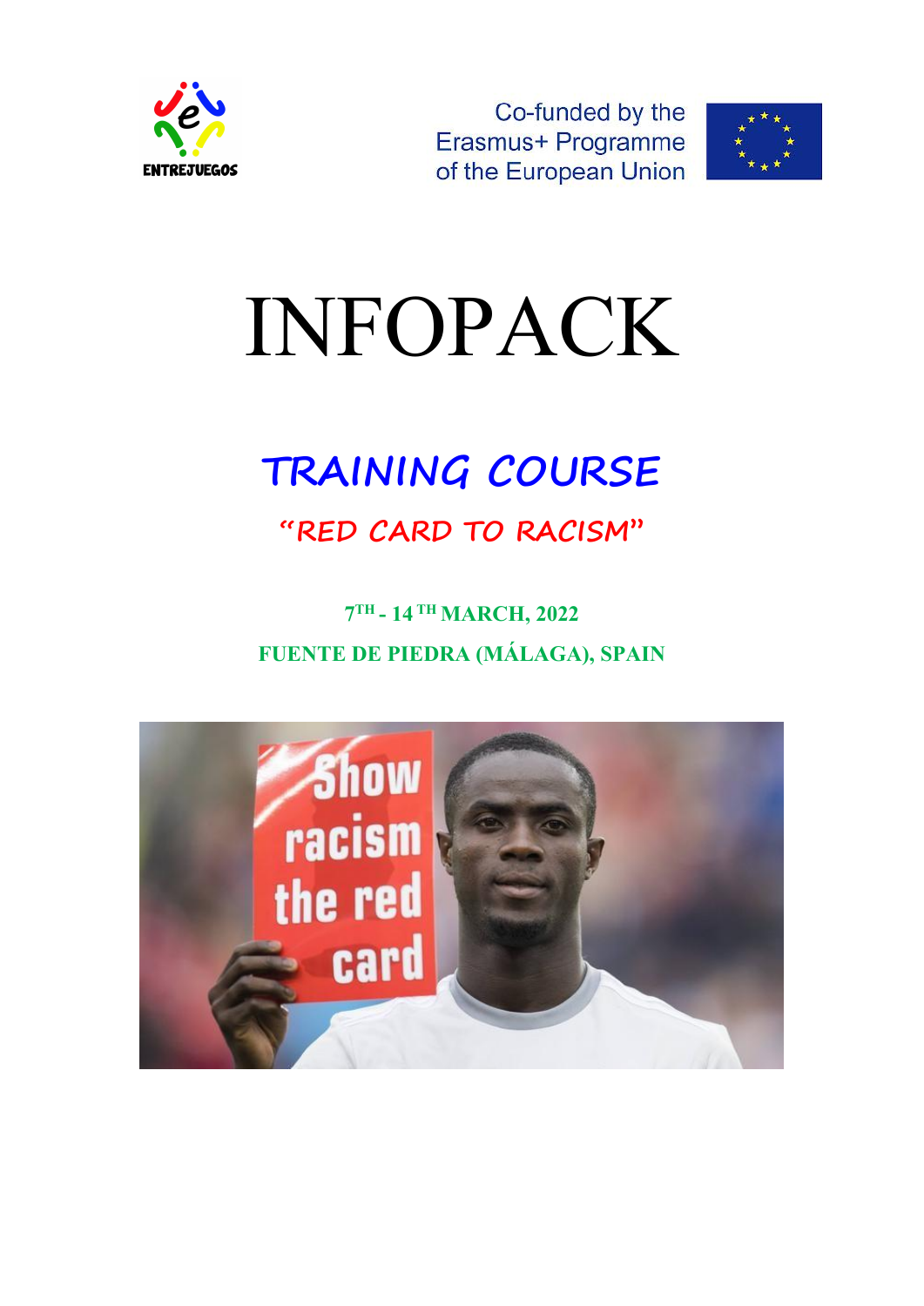ENTREJUEGOS

Co-funded by the Erasmus+ Programme of the European Union

# INFOPACK

## TRAINING COURSE

### "RED CARD TO RACISM"

**7TH - 14 TH MARCH, 2022**

**FUENTE DE PIEDRA (MÁLAGA), SPAIN**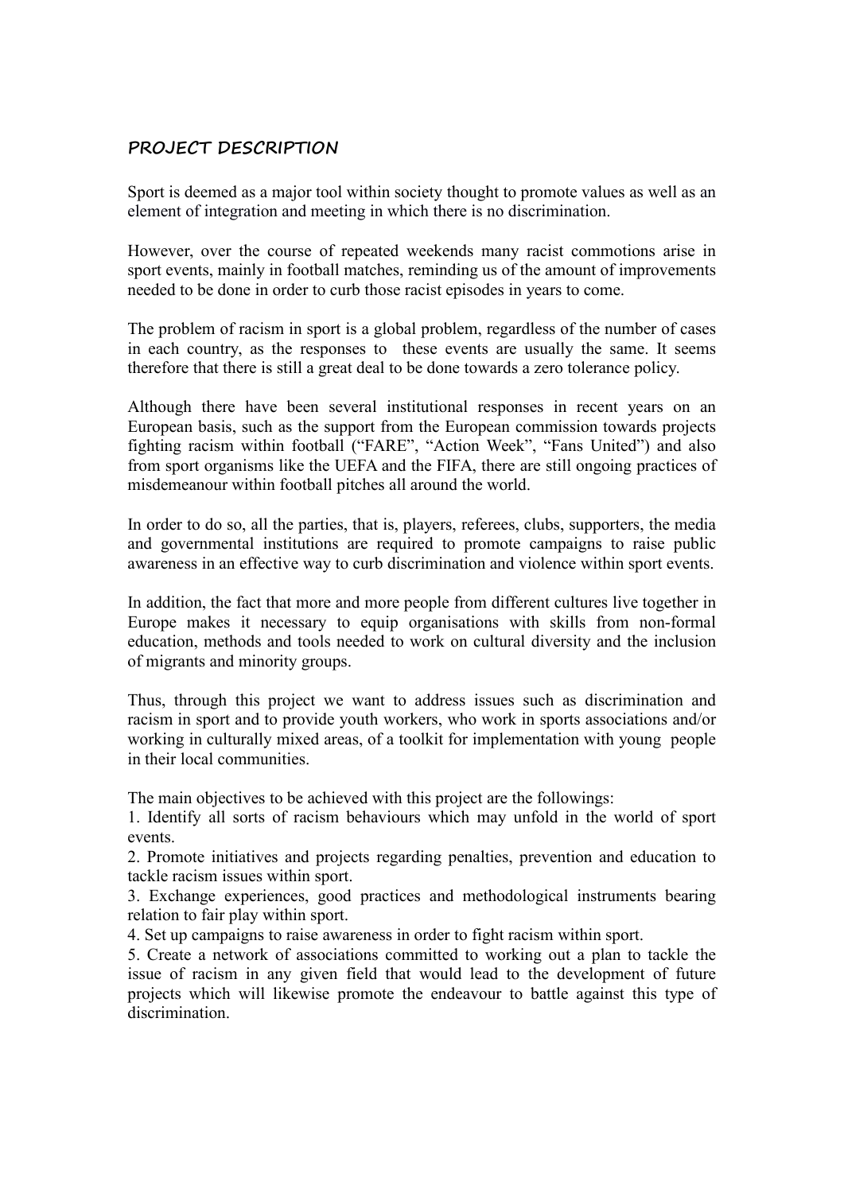## PROJECT DESCRIPTION

Sport is deemed as a major tool within society thought to promote values as well as an element of integration and meeting in which there is no discrimination.

However, over the course of repeated weekends many racist commotions arise in sport events, mainly in football matches, reminding us of the amount of improvements needed to be done in order to curb those racist episodes in years to come.

The problem of racism in sport is a global problem, regardless of the number of cases in each country, as the responses to these events are usually the same. It seems therefore that there is still a great deal to be done towards a zero tolerance policy.

Although there have been several institutional responses in recent years on an European basis, such as the support from the European commission towards projects fighting racism within football ("FARE", "Action Week", "Fans United") and also from sport organisms like the UEFA and the FIFA, there are still ongoing practices of misdemeanour within football pitches all around the world.

In order to do so, all the parties, that is, players, referees, clubs, supporters, the media and governmental institutions are required to promote campaigns to raise public awareness in an effective way to curb discrimination and violence within sport events.

In addition, the fact that more and more people from different cultures live together in Europe makes it necessary to equip organisations with skills from non-formal education, methods and tools needed to work on cultural diversity and the inclusion of migrants and minority groups.

Thus, through this project we want to address issues such as discrimination and racism in sport and to provide youth workers, who work in sports associations and/or working in culturally mixed areas, of a toolkit for implementation with young people in their local communities.

The main objectives to be achieved with this project are the followings:

1. Identify all sorts of racism behaviours which may unfold in the world of sport events.
2. Promote initiatives and projects regarding penalties, prevention and education to tackle racism issues within sport.
3. Exchange experiences, good practices and methodological instruments bearing relation to fair play within sport.
4. Set up campaigns to raise awareness in order to fight racism within sport.
5. Create a network of associations committed to working out a plan to tackle the issue of racism in any given field that would lead to the development of future projects which will likewise promote the endeavour to battle against this type of discrimination.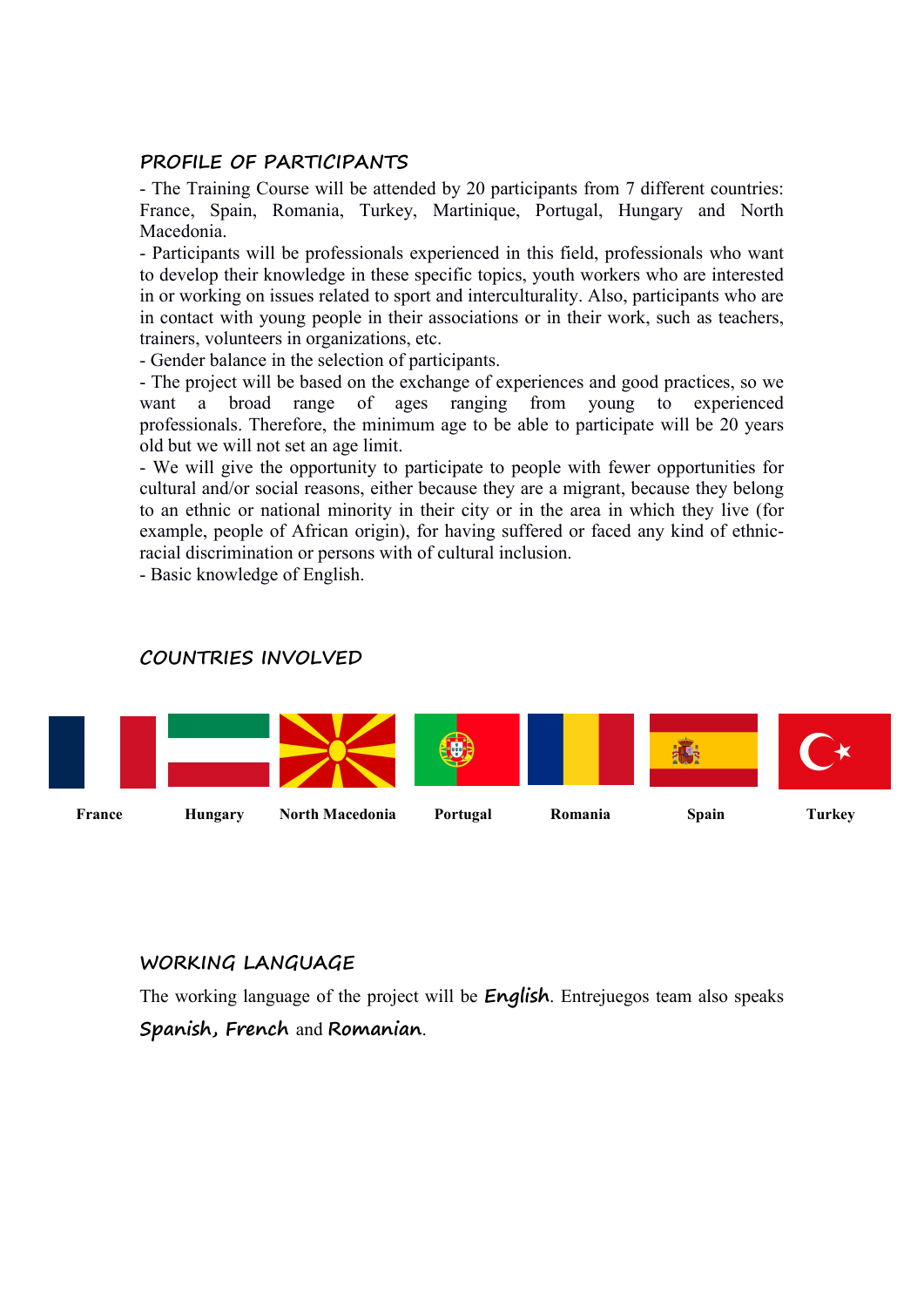## PROFILE OF PARTICIPANTS

- The Training Course will be attended by 20 participants from 7 different countries: France, Spain, Romania, Turkey, Martinique, Portugal, Hungary and North Macedonia.
- Participants will be professionals experienced in this field, professionals who want to develop their knowledge in these specific topics, youth workers who are interested in or working on issues related to sport and interculturality. Also, participants who are in contact with young people in their associations or in their work, such as teachers, trainers, volunteers in organizations, etc.
- Gender balance in the selection of participants.
- The project will be based on the exchange of experiences and good practices, so we want a broad range of ages ranging from young to experienced professionals. Therefore, the minimum age to be able to participate will be 20 years old but we will not set an age limit.
- We will give the opportunity to participate to people with fewer opportunities for cultural and/or social reasons, either because they are a migrant, because they belong to an ethnic or national minority in their city or in the area in which they live (for example, people of African origin), for having suffered or faced any kind of ethnic-racial discrimination or persons with of cultural inclusion.
- Basic knowledge of English.

## COUNTRIES INVOLVED

France Hungary North Macedonia Portugal Romania Spain Turkey

## WORKING LANGUAGE

The working language of the project will be **English**. Entrejuegos team also speaks **Spanish, French** and **Romanian**.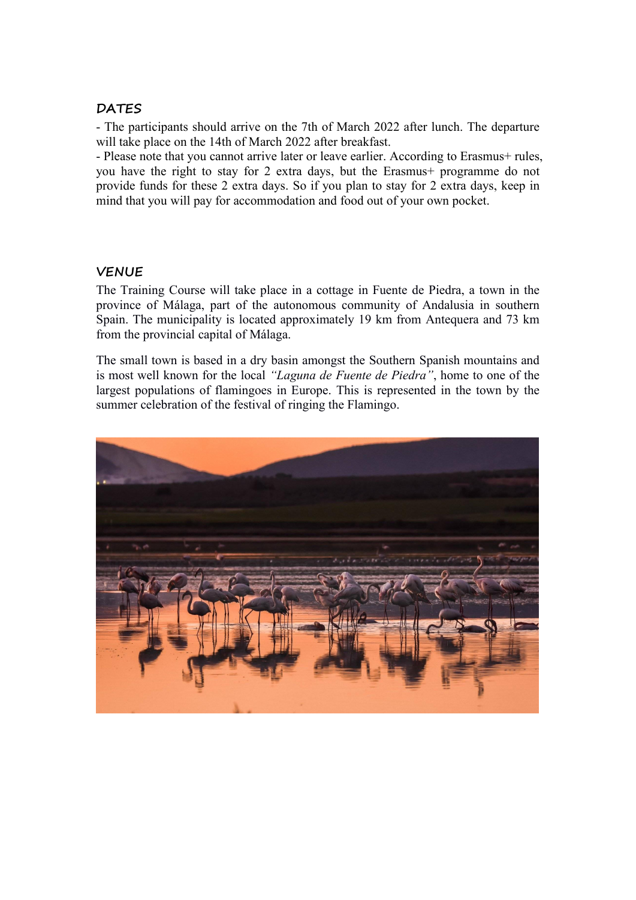## DATES

- The participants should arrive on the 7th of March 2022 after lunch. The departure will take place on the 14th of March 2022 after breakfast.
- Please note that you cannot arrive later or leave earlier. According to Erasmus+ rules, you have the right to stay for 2 extra days, but the Erasmus+ programme do not provide funds for these 2 extra days. So if you plan to stay for 2 extra days, keep in mind that you will pay for accommodation and food out of your own pocket.

## VENUE

The Training Course will take place in a cottage in Fuente de Piedra, a town in the province of Málaga, part of the autonomous community of Andalusia in southern Spain. The municipality is located approximately 19 km from Antequera and 73 km from the provincial capital of Málaga.

The small town is based in a dry basin amongst the Southern Spanish mountains and is most well known for the local *"Laguna de Fuente de Piedra"*, home to one of the largest populations of flamingoes in Europe. This is represented in the town by the summer celebration of the festival of ringing the Flamingo.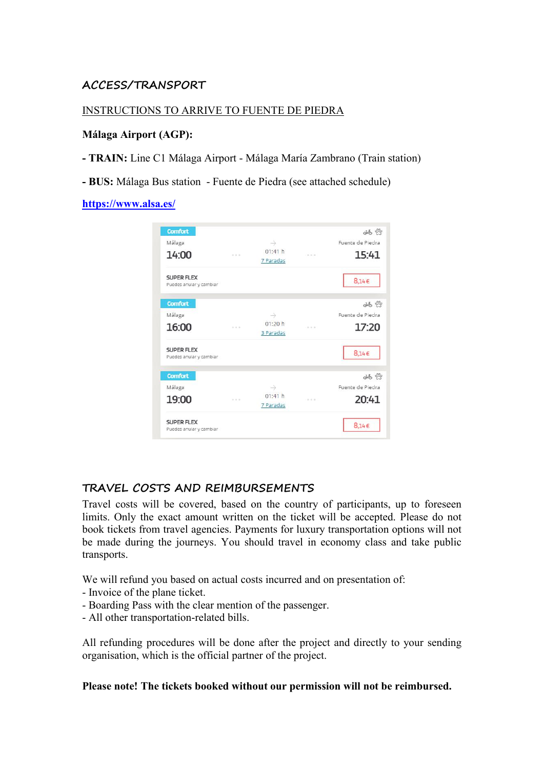## ACCESS/TRANSPORT

INSTRUCTIONS TO ARRIVE TO FUENTE DE PIEDRA

**Málaga Airport (AGP):**

- **TRAIN:** Line C1 Málaga Airport - Málaga María Zambrano (Train station)

- **BUS:** Málaga Bus station - Fuente de Piedra (see attached schedule)

**https://www.alsa.es/**

| Comfort | | | |
|---|---|---|---|
| Málaga 14:00 | 01:41 h, 7 Paradas | Fuente de Piedra 15:41 | |
| SUPER FLEX Puedes anular y cambiar | | | 8,14 € |

| Comfort | | | |
|---|---|---|---|
| Málaga 16:00 | 01:20 h, 3 Paradas | Fuente de Piedra 17:20 | |
| SUPER FLEX Puedes anular y cambiar | | | 8,14 € |

| Comfort | | | |
|---|---|---|---|
| Málaga 19:00 | 01:41 h, 7 Paradas | Fuente de Piedra 20:41 | |
| SUPER FLEX Puedes anular y cambiar | | | 8,14 € |

## TRAVEL COSTS AND REIMBURSEMENTS

Travel costs will be covered, based on the country of participants, up to foreseen limits. Only the exact amount written on the ticket will be accepted. Please do not book tickets from travel agencies. Payments for luxury transportation options will not be made during the journeys. You should travel in economy class and take public transports.

We will refund you based on actual costs incurred and on presentation of:
- Invoice of the plane ticket.
- Boarding Pass with the clear mention of the passenger.
- All other transportation-related bills.

All refunding procedures will be done after the project and directly to your sending organisation, which is the official partner of the project.

**Please note! The tickets booked without our permission will not be reimbursed.**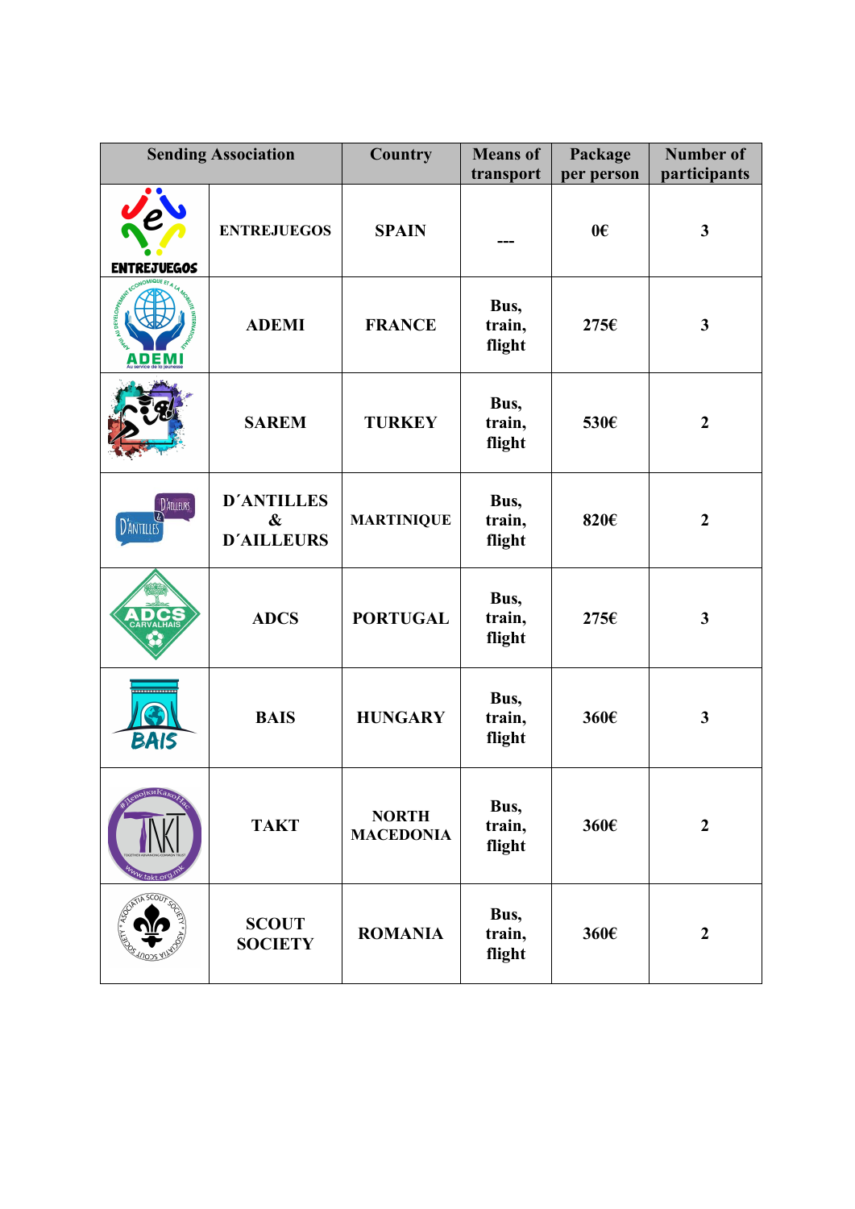| Sending Association | | Country | Means of transport | Package per person | Number of participants |
|---|---|---|---|---|---|
| | ENTREJUEGOS | SPAIN | --- | 0€ | 3 |
| | ADEMI | FRANCE | Bus, train, flight | 275€ | 3 |
| | SAREM | TURKEY | Bus, train, flight | 530€ | 2 |
| | D´ANTILLES & D´AILLEURS | MARTINIQUE | Bus, train, flight | 820€ | 2 |
| | ADCS | PORTUGAL | Bus, train, flight | 275€ | 3 |
| | BAIS | HUNGARY | Bus, train, flight | 360€ | 3 |
| | TAKT | NORTH MACEDONIA | Bus, train, flight | 360€ | 2 |
| | SCOUT SOCIETY | ROMANIA | Bus, train, flight | 360€ | 2 |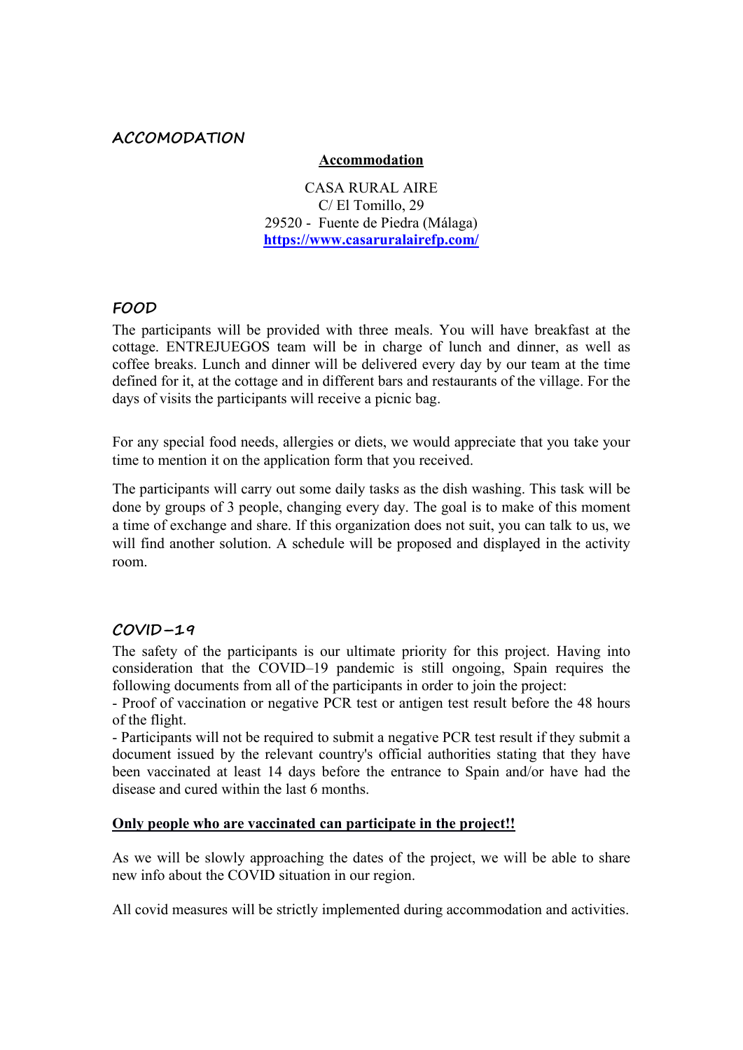## ACCOMODATION

**Accommodation**

CASA RURAL AIRE
C/ El Tomillo, 29
29520 - Fuente de Piedra (Málaga)
[https://www.casaruralairefp.com/](https://www.casaruralairefp.com/)

## FOOD

The participants will be provided with three meals. You will have breakfast at the cottage. ENTREJUEGOS team will be in charge of lunch and dinner, as well as coffee breaks. Lunch and dinner will be delivered every day by our team at the time defined for it, at the cottage and in different bars and restaurants of the village. For the days of visits the participants will receive a picnic bag.

For any special food needs, allergies or diets, we would appreciate that you take your time to mention it on the application form that you received.

The participants will carry out some daily tasks as the dish washing. This task will be done by groups of 3 people, changing every day. The goal is to make of this moment a time of exchange and share. If this organization does not suit, you can talk to us, we will find another solution. A schedule will be proposed and displayed in the activity room.

## COVID–19

The safety of the participants is our ultimate priority for this project. Having into consideration that the COVID–19 pandemic is still ongoing, Spain requires the following documents from all of the participants in order to join the project:

- Proof of vaccination or negative PCR test or antigen test result before the 48 hours of the flight.
- Participants will not be required to submit a negative PCR test result if they submit a document issued by the relevant country's official authorities stating that they have been vaccinated at least 14 days before the entrance to Spain and/or have had the disease and cured within the last 6 months.

**Only people who are vaccinated can participate in the project!!**

As we will be slowly approaching the dates of the project, we will be able to share new info about the COVID situation in our region.

All covid measures will be strictly implemented during accommodation and activities.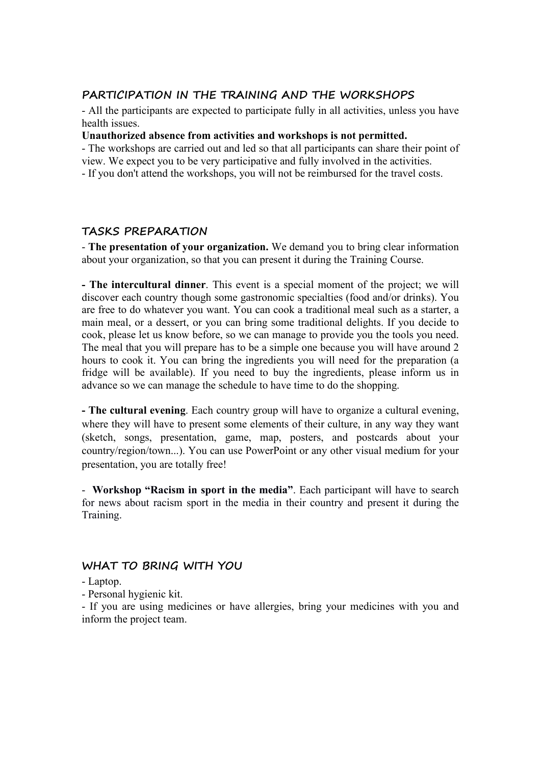## PARTICIPATION IN THE TRAINING AND THE WORKSHOPS

- All the participants are expected to participate fully in all activities, unless you have health issues.

**Unauthorized absence from activities and workshops is not permitted.**

- The workshops are carried out and led so that all participants can share their point of view. We expect you to be very participative and fully involved in the activities.
- If you don't attend the workshops, you will not be reimbursed for the travel costs.

## TASKS PREPARATION

- **The presentation of your organization.** We demand you to bring clear information about your organization, so that you can present it during the Training Course.

- **The intercultural dinner**. This event is a special moment of the project; we will discover each country though some gastronomic specialties (food and/or drinks). You are free to do whatever you want. You can cook a traditional meal such as a starter, a main meal, or a dessert, or you can bring some traditional delights. If you decide to cook, please let us know before, so we can manage to provide you the tools you need. The meal that you will prepare has to be a simple one because you will have around 2 hours to cook it. You can bring the ingredients you will need for the preparation (a fridge will be available). If you need to buy the ingredients, please inform us in advance so we can manage the schedule to have time to do the shopping.

- **The cultural evening**. Each country group will have to organize a cultural evening, where they will have to present some elements of their culture, in any way they want (sketch, songs, presentation, game, map, posters, and postcards about your country/region/town...). You can use PowerPoint or any other visual medium for your presentation, you are totally free!

- **Workshop "Racism in sport in the media"**. Each participant will have to search for news about racism sport in the media in their country and present it during the Training.

## WHAT TO BRING WITH YOU

- Laptop.
- Personal hygienic kit.
- If you are using medicines or have allergies, bring your medicines with you and inform the project team.